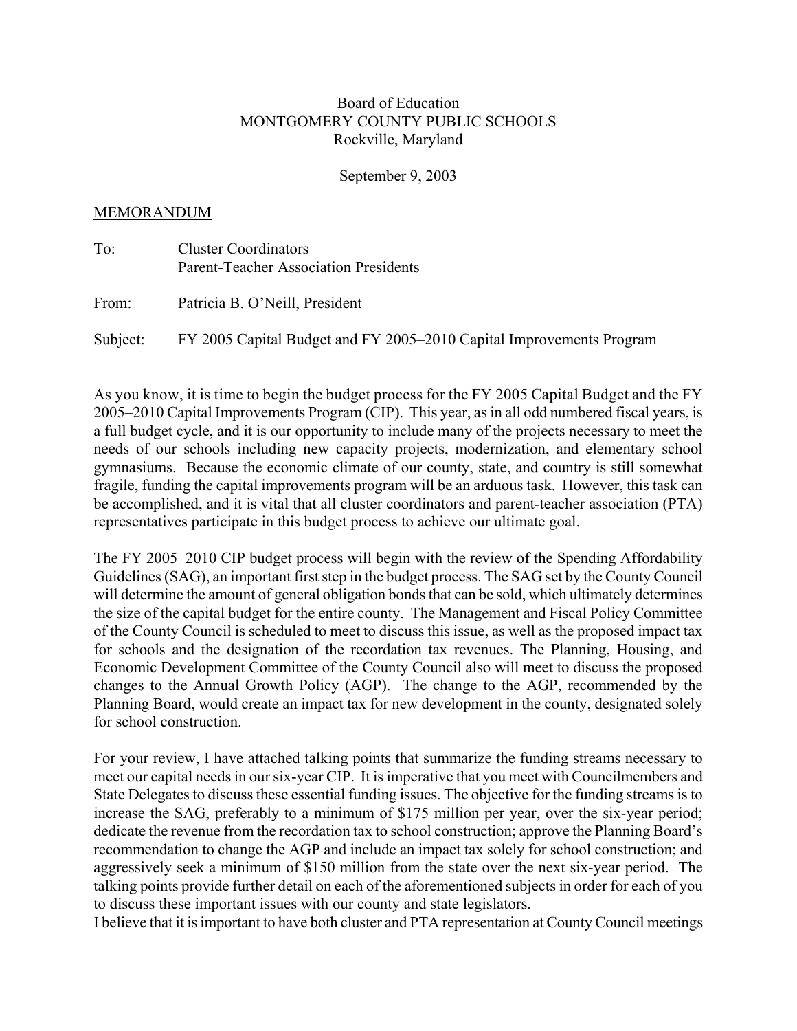Board of Education
MONTGOMERY COUNTY PUBLIC SCHOOLS
Rockville, Maryland

September 9, 2003

MEMORANDUM

To: Cluster Coordinators
Parent-Teacher Association Presidents

From: Patricia B. O'Neill, President

Subject: FY 2005 Capital Budget and FY 2005–2010 Capital Improvements Program

As you know, it is time to begin the budget process for the FY 2005 Capital Budget and the FY 2005–2010 Capital Improvements Program (CIP). This year, as in all odd numbered fiscal years, is a full budget cycle, and it is our opportunity to include many of the projects necessary to meet the needs of our schools including new capacity projects, modernization, and elementary school gymnasiums. Because the economic climate of our county, state, and country is still somewhat fragile, funding the capital improvements program will be an arduous task. However, this task can be accomplished, and it is vital that all cluster coordinators and parent-teacher association (PTA) representatives participate in this budget process to achieve our ultimate goal.

The FY 2005–2010 CIP budget process will begin with the review of the Spending Affordability Guidelines (SAG), an important first step in the budget process. The SAG set by the County Council will determine the amount of general obligation bonds that can be sold, which ultimately determines the size of the capital budget for the entire county. The Management and Fiscal Policy Committee of the County Council is scheduled to meet to discuss this issue, as well as the proposed impact tax for schools and the designation of the recordation tax revenues. The Planning, Housing, and Economic Development Committee of the County Council also will meet to discuss the proposed changes to the Annual Growth Policy (AGP). The change to the AGP, recommended by the Planning Board, would create an impact tax for new development in the county, designated solely for school construction.

For your review, I have attached talking points that summarize the funding streams necessary to meet our capital needs in our six-year CIP. It is imperative that you meet with Councilmembers and State Delegates to discuss these essential funding issues. The objective for the funding streams is to increase the SAG, preferably to a minimum of $175 million per year, over the six-year period; dedicate the revenue from the recordation tax to school construction; approve the Planning Board's recommendation to change the AGP and include an impact tax solely for school construction; and aggressively seek a minimum of $150 million from the state over the next six-year period. The talking points provide further detail on each of the aforementioned subjects in order for each of you to discuss these important issues with our county and state legislators.

I believe that it is important to have both cluster and PTA representation at County Council meetings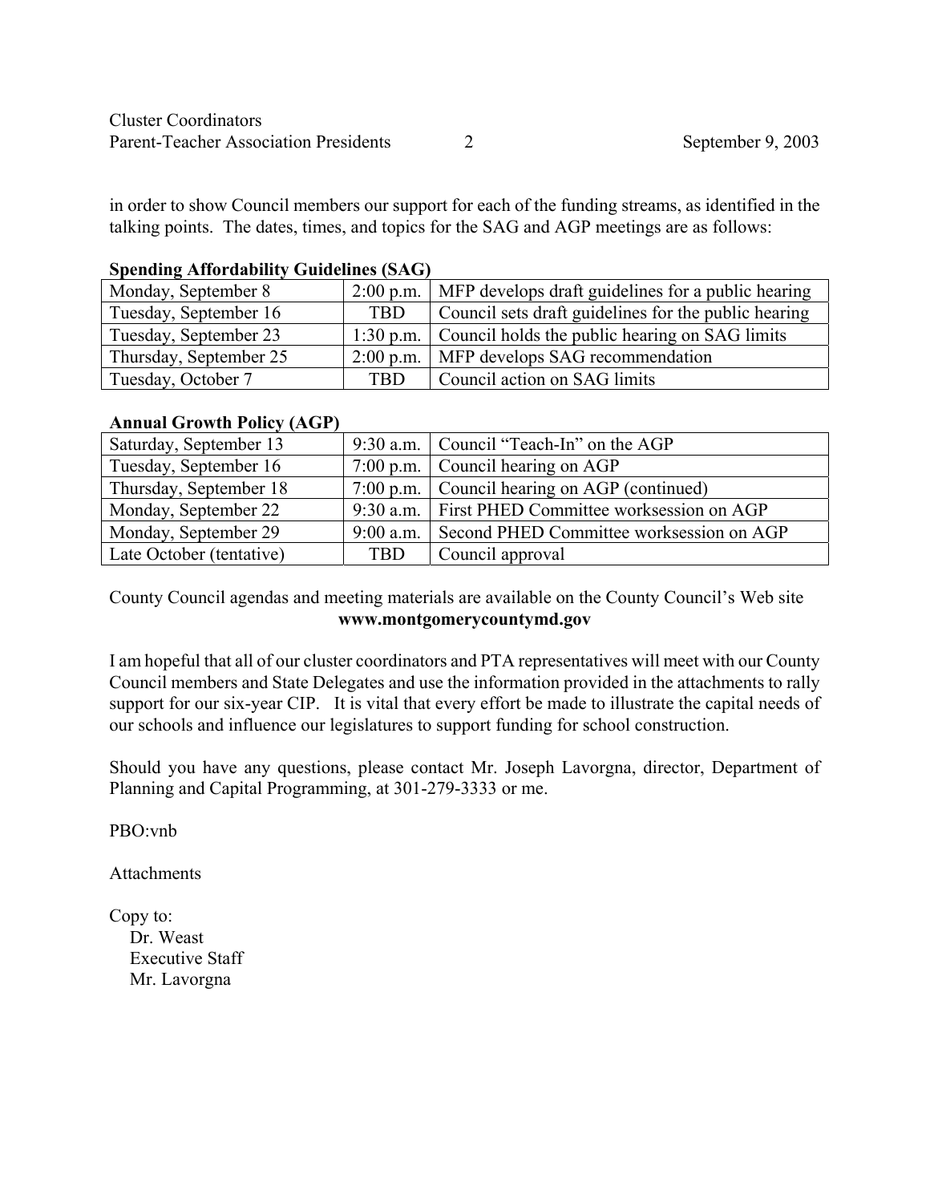in order to show Council members our support for each of the funding streams, as identified in the talking points. The dates, times, and topics for the SAG and AGP meetings are as follows:

**Spending Affordability Guidelines (SAG)**

| | | |
|---|---|---|
| Monday, September 8 | 2:00 p.m. | MFP develops draft guidelines for a public hearing |
| Tuesday, September 16 | TBD | Council sets draft guidelines for the public hearing |
| Tuesday, September 23 | 1:30 p.m. | Council holds the public hearing on SAG limits |
| Thursday, September 25 | 2:00 p.m. | MFP develops SAG recommendation |
| Tuesday, October 7 | TBD | Council action on SAG limits |

**Annual Growth Policy (AGP)**

| | | |
|---|---|---|
| Saturday, September 13 | 9:30 a.m. | Council "Teach-In" on the AGP |
| Tuesday, September 16 | 7:00 p.m. | Council hearing on AGP |
| Thursday, September 18 | 7:00 p.m. | Council hearing on AGP (continued) |
| Monday, September 22 | 9:30 a.m. | First PHED Committee worksession on AGP |
| Monday, September 29 | 9:00 a.m. | Second PHED Committee worksession on AGP |
| Late October (tentative) | TBD | Council approval |

County Council agendas and meeting materials are available on the County Council's Web site **www.montgomerycountymd.gov**

I am hopeful that all of our cluster coordinators and PTA representatives will meet with our County Council members and State Delegates and use the information provided in the attachments to rally support for our six-year CIP. It is vital that every effort be made to illustrate the capital needs of our schools and influence our legislatures to support funding for school construction.

Should you have any questions, please contact Mr. Joseph Lavorgna, director, Department of Planning and Capital Programming, at 301-279-3333 or me.

PBO:vnb

Attachments

Copy to:
Dr. Weast
Executive Staff
Mr. Lavorgna